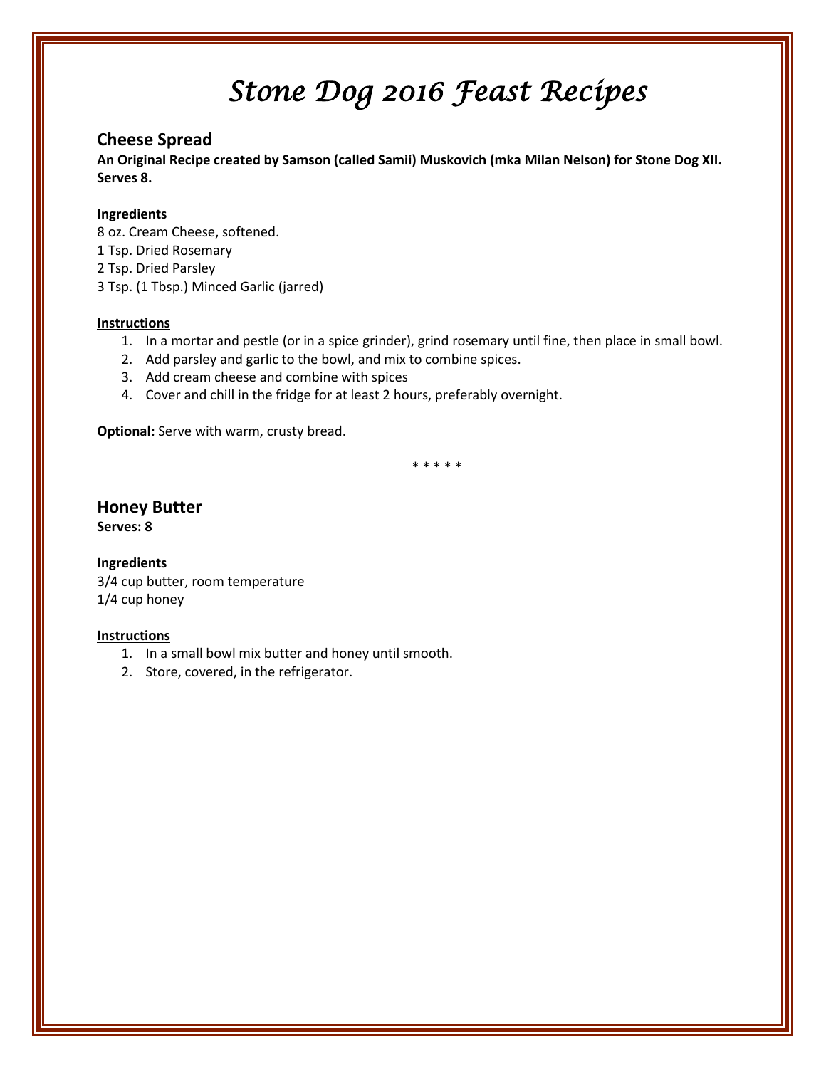# *Stone Dog 2016 Feast Recipes*

## Cheese Spread

**An Original Recipe created by Samson (called Samii) Muskovich (mka Milan Nelson) for Stone Dog XII. Serves 8.**

**Ingredients**

8 oz. Cream Cheese, softened.
1 Tsp. Dried Rosemary
2 Tsp. Dried Parsley
3 Tsp. (1 Tbsp.) Minced Garlic (jarred)

**Instructions**

1. In a mortar and pestle (or in a spice grinder), grind rosemary until fine, then place in small bowl.
2. Add parsley and garlic to the bowl, and mix to combine spices.
3. Add cream cheese and combine with spices
4. Cover and chill in the fridge for at least 2 hours, preferably overnight.

**Optional:** Serve with warm, crusty bread.

* * * * *

## Honey Butter

**Serves: 8**

**Ingredients**

3/4 cup butter, room temperature
1/4 cup honey

**Instructions**

1. In a small bowl mix butter and honey until smooth.
2. Store, covered, in the refrigerator.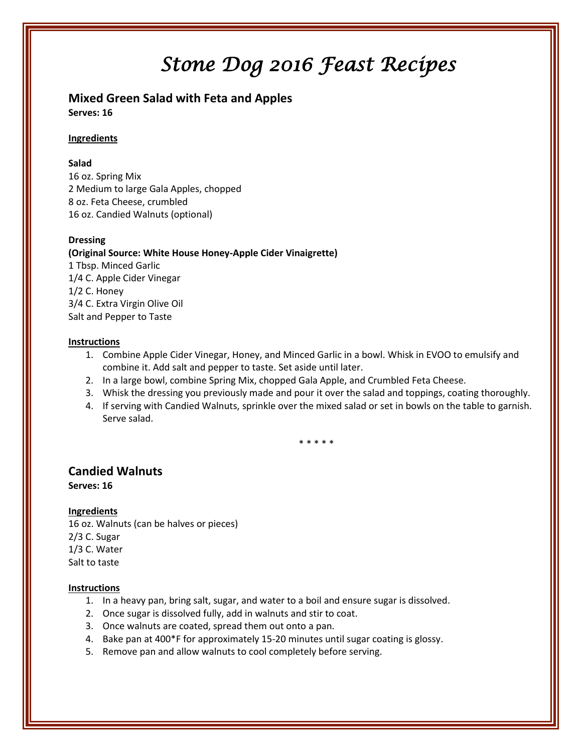# *Stone Dog 2016 Feast Recipes*

## Mixed Green Salad with Feta and Apples

**Serves: 16**

**Ingredients**

**Salad**

16 oz. Spring Mix
2 Medium to large Gala Apples, chopped
8 oz. Feta Cheese, crumbled
16 oz. Candied Walnuts (optional)

**Dressing**

**(Original Source: White House Honey-Apple Cider Vinaigrette)**

1 Tbsp. Minced Garlic
1/4 C. Apple Cider Vinegar
1/2 C. Honey
3/4 C. Extra Virgin Olive Oil
Salt and Pepper to Taste

**Instructions**

1. Combine Apple Cider Vinegar, Honey, and Minced Garlic in a bowl. Whisk in EVOO to emulsify and combine it. Add salt and pepper to taste. Set aside until later.
2. In a large bowl, combine Spring Mix, chopped Gala Apple, and Crumbled Feta Cheese.
3. Whisk the dressing you previously made and pour it over the salad and toppings, coating thoroughly.
4. If serving with Candied Walnuts, sprinkle over the mixed salad or set in bowls on the table to garnish. Serve salad.

\* \* \* \* \*

## Candied Walnuts

**Serves: 16**

**Ingredients**

16 oz. Walnuts (can be halves or pieces)
2/3 C. Sugar
1/3 C. Water
Salt to taste

**Instructions**

1. In a heavy pan, bring salt, sugar, and water to a boil and ensure sugar is dissolved.
2. Once sugar is dissolved fully, add in walnuts and stir to coat.
3. Once walnuts are coated, spread them out onto a pan.
4. Bake pan at 400*F for approximately 15-20 minutes until sugar coating is glossy.
5. Remove pan and allow walnuts to cool completely before serving.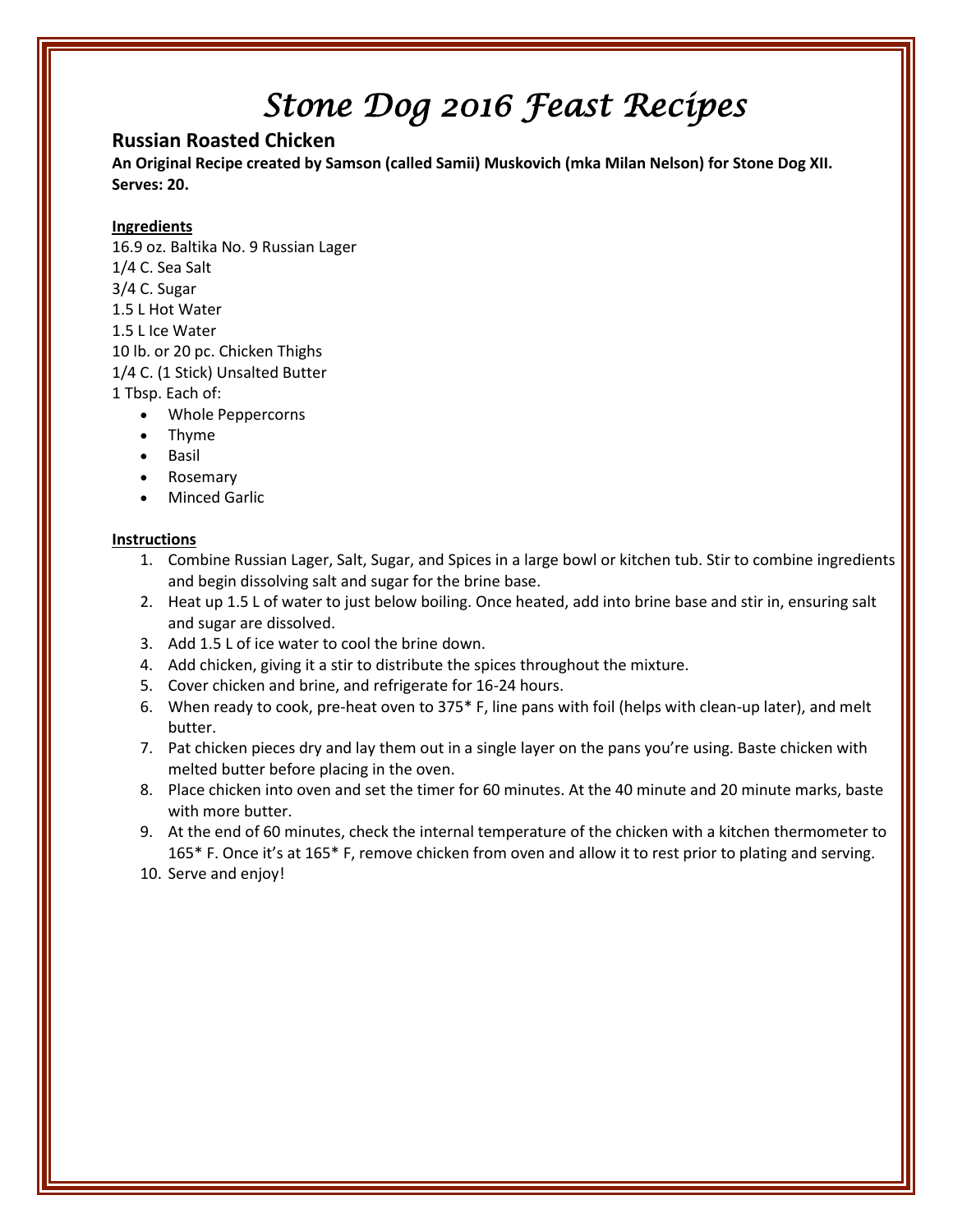# Stone Dog 2016 Feast Recipes

## Russian Roasted Chicken

**An Original Recipe created by Samson (called Samii) Muskovich (mka Milan Nelson) for Stone Dog XII. Serves: 20.**

**Ingredients**

16.9 oz. Baltika No. 9 Russian Lager
1/4 C. Sea Salt
3/4 C. Sugar
1.5 L Hot Water
1.5 L Ice Water
10 lb. or 20 pc. Chicken Thighs
1/4 C. (1 Stick) Unsalted Butter
1 Tbsp. Each of:

- Whole Peppercorns
- Thyme
- Basil
- Rosemary
- Minced Garlic

**Instructions**

1. Combine Russian Lager, Salt, Sugar, and Spices in a large bowl or kitchen tub. Stir to combine ingredients and begin dissolving salt and sugar for the brine base.
2. Heat up 1.5 L of water to just below boiling. Once heated, add into brine base and stir in, ensuring salt and sugar are dissolved.
3. Add 1.5 L of ice water to cool the brine down.
4. Add chicken, giving it a stir to distribute the spices throughout the mixture.
5. Cover chicken and brine, and refrigerate for 16-24 hours.
6. When ready to cook, pre-heat oven to 375* F, line pans with foil (helps with clean-up later), and melt butter.
7. Pat chicken pieces dry and lay them out in a single layer on the pans you're using. Baste chicken with melted butter before placing in the oven.
8. Place chicken into oven and set the timer for 60 minutes. At the 40 minute and 20 minute marks, baste with more butter.
9. At the end of 60 minutes, check the internal temperature of the chicken with a kitchen thermometer to 165* F. Once it's at 165* F, remove chicken from oven and allow it to rest prior to plating and serving.
10. Serve and enjoy!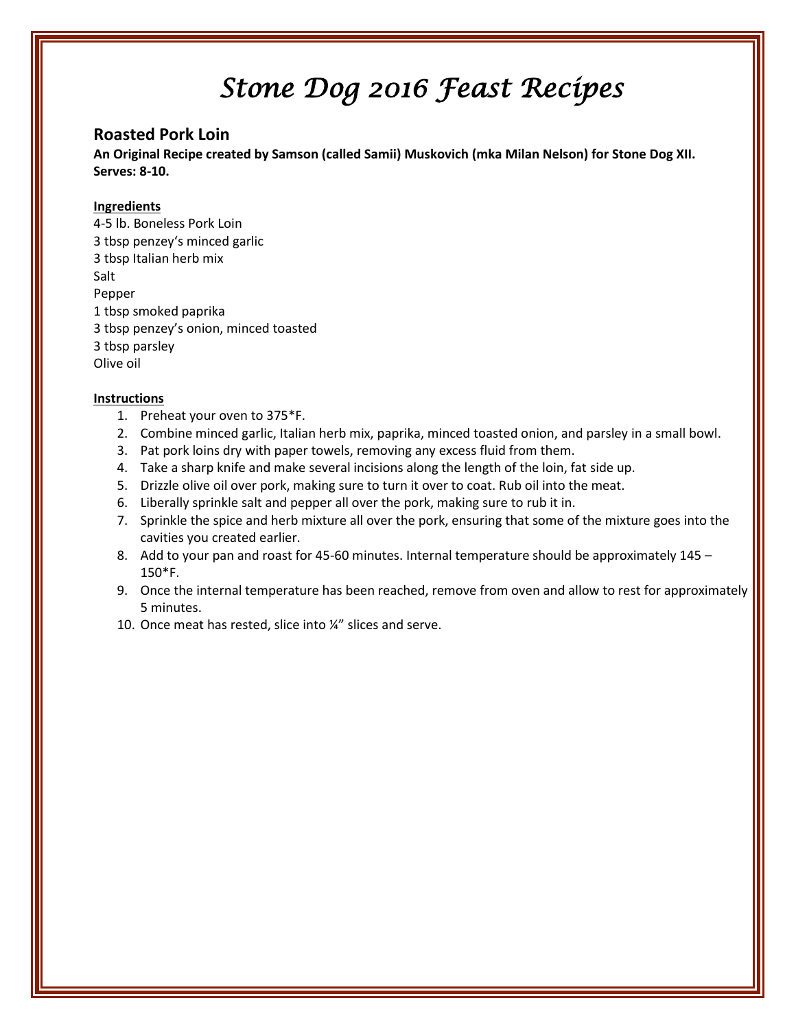# Stone Dog 2016 Feast Recipes

## Roasted Pork Loin

**An Original Recipe created by Samson (called Samii) Muskovich (mka Milan Nelson) for Stone Dog XII. Serves: 8-10.**

**Ingredients**

4-5 lb. Boneless Pork Loin
3 tbsp penzey's minced garlic
3 tbsp Italian herb mix
Salt
Pepper
1 tbsp smoked paprika
3 tbsp penzey's onion, minced toasted
3 tbsp parsley
Olive oil

**Instructions**

1. Preheat your oven to 375*F.
2. Combine minced garlic, Italian herb mix, paprika, minced toasted onion, and parsley in a small bowl.
3. Pat pork loins dry with paper towels, removing any excess fluid from them.
4. Take a sharp knife and make several incisions along the length of the loin, fat side up.
5. Drizzle olive oil over pork, making sure to turn it over to coat. Rub oil into the meat.
6. Liberally sprinkle salt and pepper all over the pork, making sure to rub it in.
7. Sprinkle the spice and herb mixture all over the pork, ensuring that some of the mixture goes into the cavities you created earlier.
8. Add to your pan and roast for 45-60 minutes. Internal temperature should be approximately 145 – 150*F.
9. Once the internal temperature has been reached, remove from oven and allow to rest for approximately 5 minutes.
10. Once meat has rested, slice into ¼" slices and serve.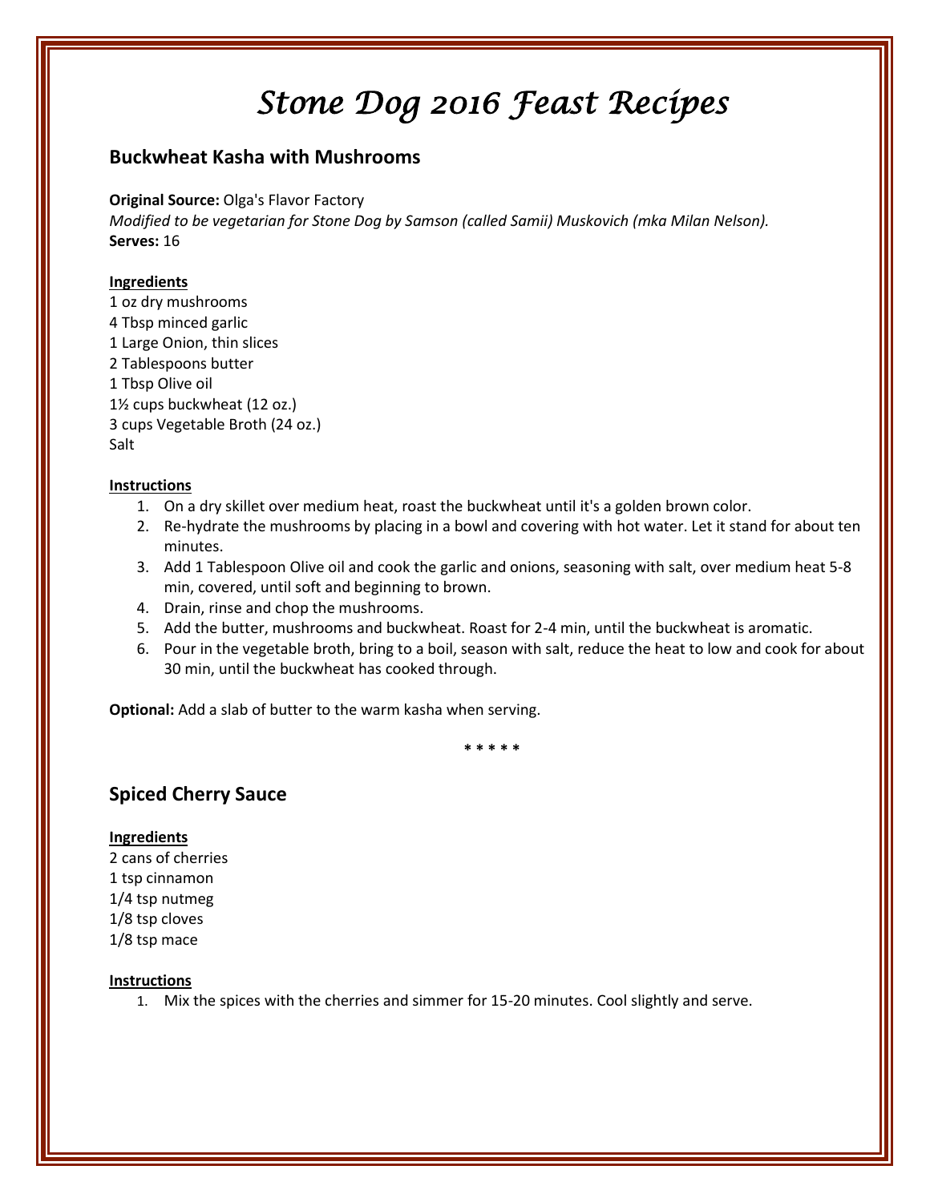# Stone Dog 2016 Feast Recipes

## Buckwheat Kasha with Mushrooms

**Original Source:** Olga's Flavor Factory
*Modified to be vegetarian for Stone Dog by Samson (called Samii) Muskovich (mka Milan Nelson).*
**Serves:** 16

**Ingredients**

1 oz dry mushrooms
4 Tbsp minced garlic
1 Large Onion, thin slices
2 Tablespoons butter
1 Tbsp Olive oil
1½ cups buckwheat (12 oz.)
3 cups Vegetable Broth (24 oz.)
Salt

**Instructions**

1. On a dry skillet over medium heat, roast the buckwheat until it's a golden brown color.
2. Re-hydrate the mushrooms by placing in a bowl and covering with hot water. Let it stand for about ten minutes.
3. Add 1 Tablespoon Olive oil and cook the garlic and onions, seasoning with salt, over medium heat 5-8 min, covered, until soft and beginning to brown.
4. Drain, rinse and chop the mushrooms.
5. Add the butter, mushrooms and buckwheat. Roast for 2-4 min, until the buckwheat is aromatic.
6. Pour in the vegetable broth, bring to a boil, season with salt, reduce the heat to low and cook for about 30 min, until the buckwheat has cooked through.

**Optional:** Add a slab of butter to the warm kasha when serving.

* * * * *

## Spiced Cherry Sauce

**Ingredients**

2 cans of cherries
1 tsp cinnamon
1/4 tsp nutmeg
1/8 tsp cloves
1/8 tsp mace

**Instructions**

1. Mix the spices with the cherries and simmer for 15-20 minutes. Cool slightly and serve.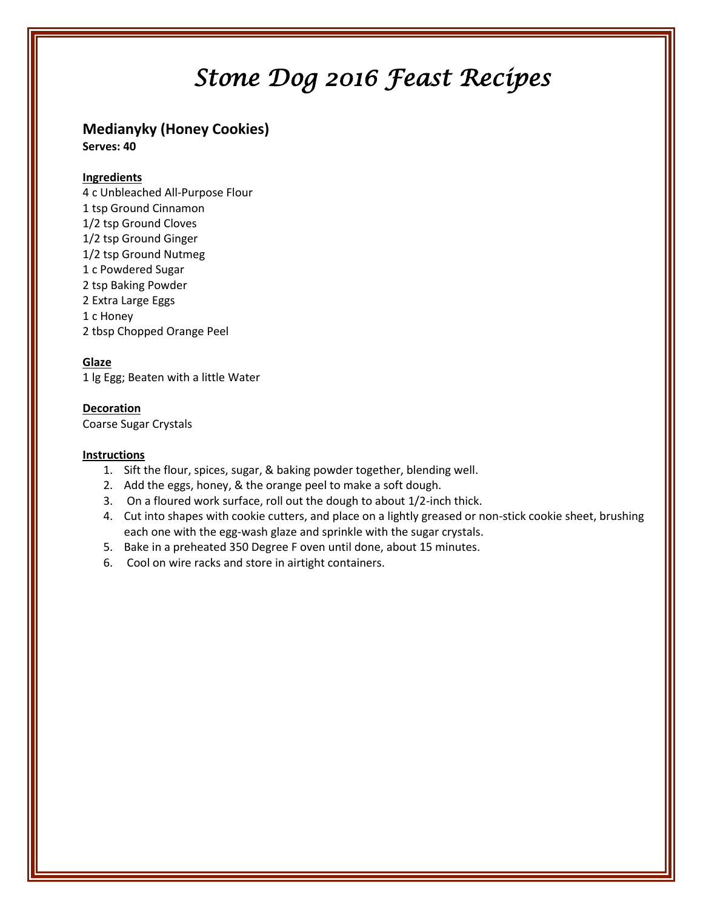# Stone Dog 2016 Feast Recipes

## Medianyky (Honey Cookies)

**Serves: 40**

**Ingredients**

4 c Unbleached All-Purpose Flour
1 tsp Ground Cinnamon
1/2 tsp Ground Cloves
1/2 tsp Ground Ginger
1/2 tsp Ground Nutmeg
1 c Powdered Sugar
2 tsp Baking Powder
2 Extra Large Eggs
1 c Honey
2 tbsp Chopped Orange Peel

**Glaze**

1 lg Egg; Beaten with a little Water

**Decoration**

Coarse Sugar Crystals

**Instructions**

1. Sift the flour, spices, sugar, & baking powder together, blending well.
2. Add the eggs, honey, & the orange peel to make a soft dough.
3. On a floured work surface, roll out the dough to about 1/2-inch thick.
4. Cut into shapes with cookie cutters, and place on a lightly greased or non-stick cookie sheet, brushing each one with the egg-wash glaze and sprinkle with the sugar crystals.
5. Bake in a preheated 350 Degree F oven until done, about 15 minutes.
6. Cool on wire racks and store in airtight containers.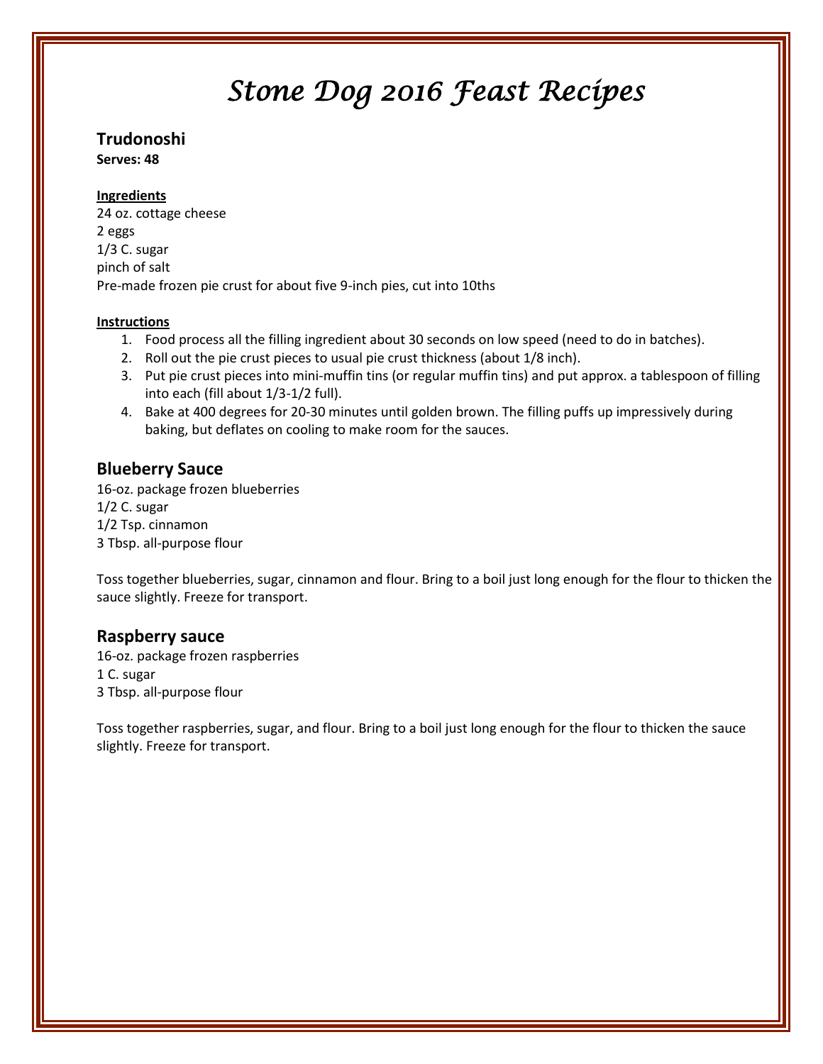# *Stone Dog 2016 Feast Recipes*

## Trudonoshi

**Serves: 48**

**Ingredients**

24 oz. cottage cheese
2 eggs
1/3 C. sugar
pinch of salt
Pre-made frozen pie crust for about five 9-inch pies, cut into 10ths

**Instructions**

1. Food process all the filling ingredient about 30 seconds on low speed (need to do in batches).
2. Roll out the pie crust pieces to usual pie crust thickness (about 1/8 inch).
3. Put pie crust pieces into mini-muffin tins (or regular muffin tins) and put approx. a tablespoon of filling into each (fill about 1/3-1/2 full).
4. Bake at 400 degrees for 20-30 minutes until golden brown. The filling puffs up impressively during baking, but deflates on cooling to make room for the sauces.

## Blueberry Sauce

16-oz. package frozen blueberries
1/2 C. sugar
1/2 Tsp. cinnamon
3 Tbsp. all-purpose flour

Toss together blueberries, sugar, cinnamon and flour. Bring to a boil just long enough for the flour to thicken the sauce slightly. Freeze for transport.

## Raspberry sauce

16-oz. package frozen raspberries
1 C. sugar
3 Tbsp. all-purpose flour

Toss together raspberries, sugar, and flour. Bring to a boil just long enough for the flour to thicken the sauce slightly. Freeze for transport.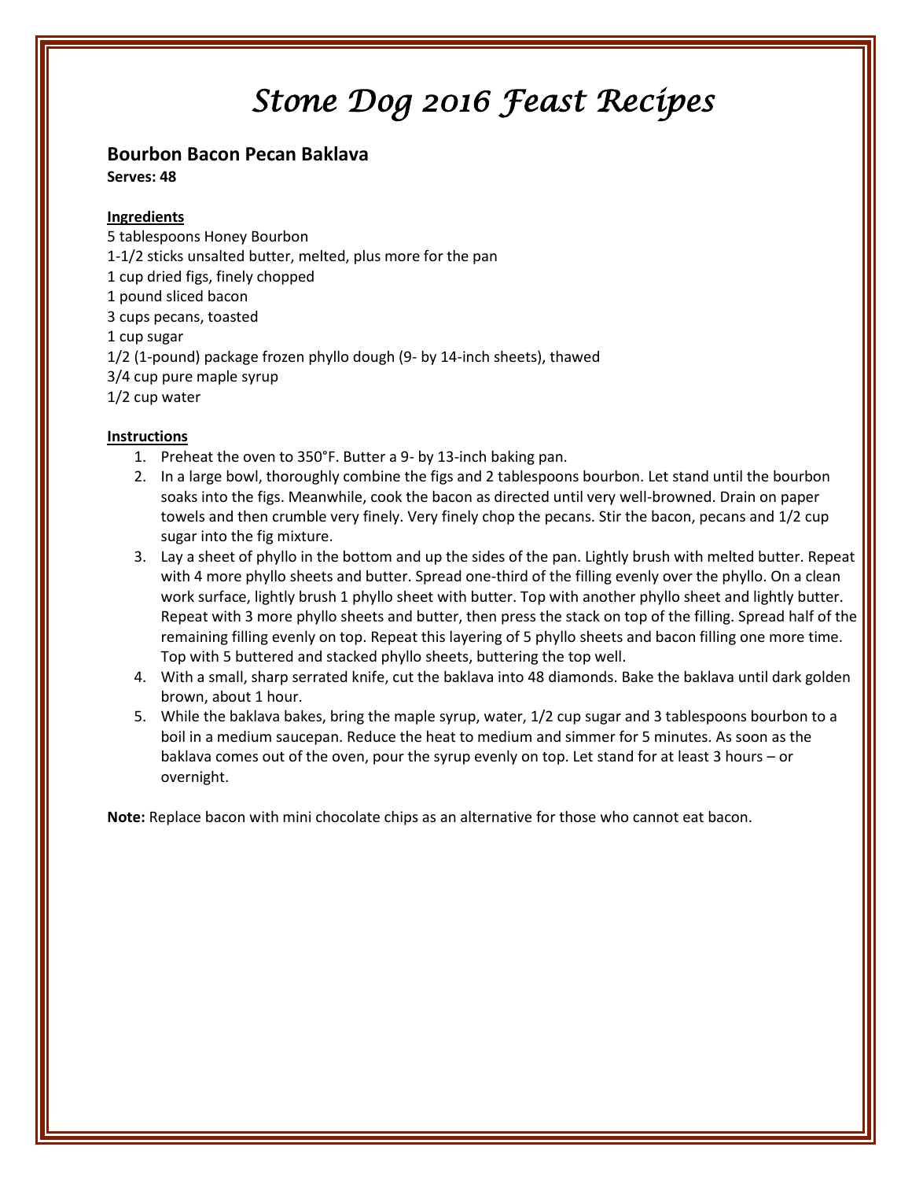# Stone Dog 2016 Feast Recipes

## Bourbon Bacon Pecan Baklava

**Serves: 48**

**Ingredients**

5 tablespoons Honey Bourbon
1-1/2 sticks unsalted butter, melted, plus more for the pan
1 cup dried figs, finely chopped
1 pound sliced bacon
3 cups pecans, toasted
1 cup sugar
1/2 (1-pound) package frozen phyllo dough (9- by 14-inch sheets), thawed
3/4 cup pure maple syrup
1/2 cup water

**Instructions**

1. Preheat the oven to 350°F. Butter a 9- by 13-inch baking pan.
2. In a large bowl, thoroughly combine the figs and 2 tablespoons bourbon. Let stand until the bourbon soaks into the figs. Meanwhile, cook the bacon as directed until very well-browned. Drain on paper towels and then crumble very finely. Very finely chop the pecans. Stir the bacon, pecans and 1/2 cup sugar into the fig mixture.
3. Lay a sheet of phyllo in the bottom and up the sides of the pan. Lightly brush with melted butter. Repeat with 4 more phyllo sheets and butter. Spread one-third of the filling evenly over the phyllo. On a clean work surface, lightly brush 1 phyllo sheet with butter. Top with another phyllo sheet and lightly butter. Repeat with 3 more phyllo sheets and butter, then press the stack on top of the filling. Spread half of the remaining filling evenly on top. Repeat this layering of 5 phyllo sheets and bacon filling one more time. Top with 5 buttered and stacked phyllo sheets, buttering the top well.
4. With a small, sharp serrated knife, cut the baklava into 48 diamonds. Bake the baklava until dark golden brown, about 1 hour.
5. While the baklava bakes, bring the maple syrup, water, 1/2 cup sugar and 3 tablespoons bourbon to a boil in a medium saucepan. Reduce the heat to medium and simmer for 5 minutes. As soon as the baklava comes out of the oven, pour the syrup evenly on top. Let stand for at least 3 hours – or overnight.

**Note:** Replace bacon with mini chocolate chips as an alternative for those who cannot eat bacon.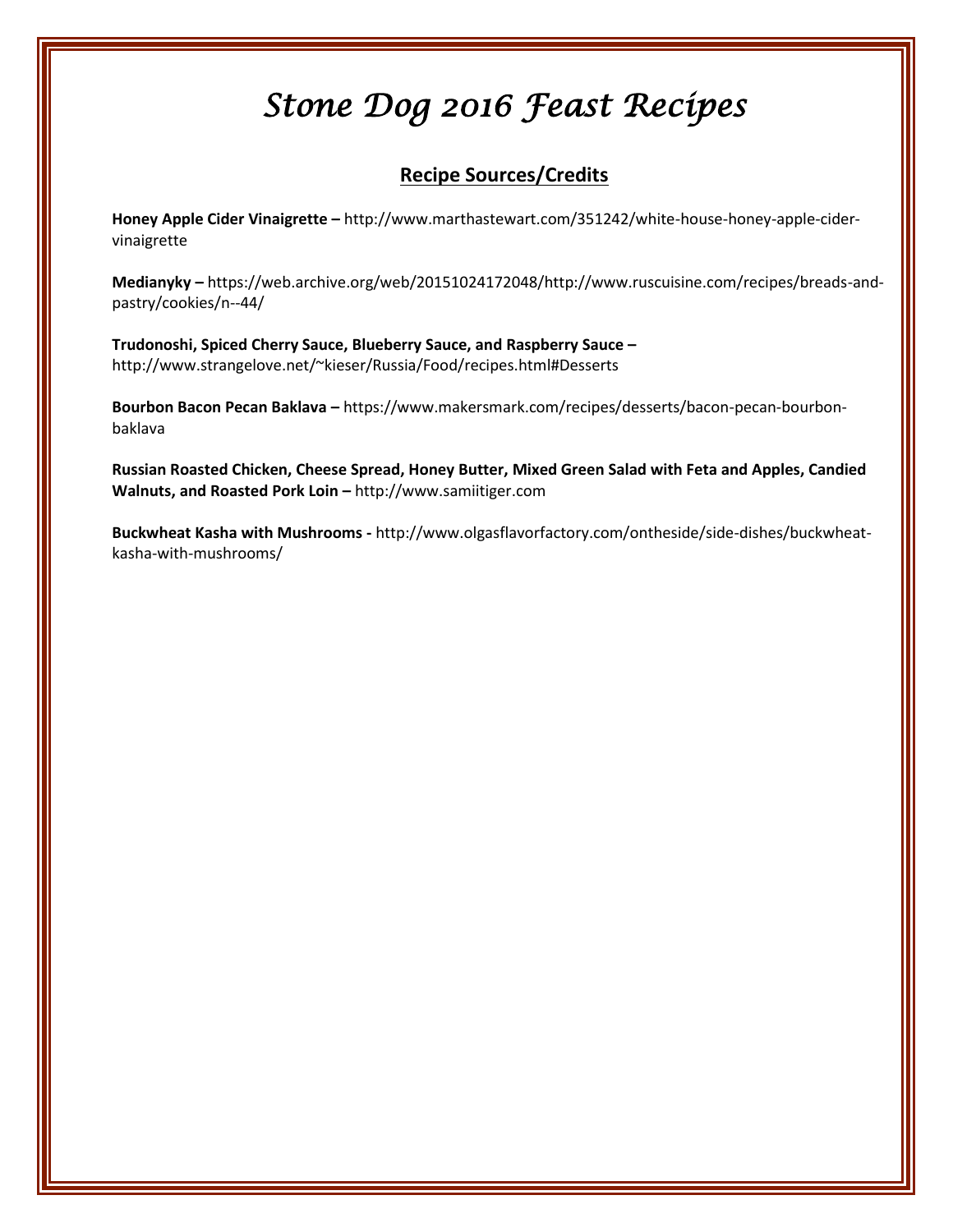# *Stone Dog 2016 Feast Recipes*

## Recipe Sources/Credits

**Honey Apple Cider Vinaigrette –** http://www.marthastewart.com/351242/white-house-honey-apple-cider-vinaigrette

**Medianyky –** https://web.archive.org/web/20151024172048/http://www.ruscuisine.com/recipes/breads-and-pastry/cookies/n--44/

**Trudonoshi, Spiced Cherry Sauce, Blueberry Sauce, and Raspberry Sauce –** http://www.strangelove.net/~kieser/Russia/Food/recipes.html#Desserts

**Bourbon Bacon Pecan Baklava –** https://www.makersmark.com/recipes/desserts/bacon-pecan-bourbon-baklava

**Russian Roasted Chicken, Cheese Spread, Honey Butter, Mixed Green Salad with Feta and Apples, Candied Walnuts, and Roasted Pork Loin –** http://www.samiitiger.com

**Buckwheat Kasha with Mushrooms -** http://www.olgasflavorfactory.com/ontheside/side-dishes/buckwheat-kasha-with-mushrooms/